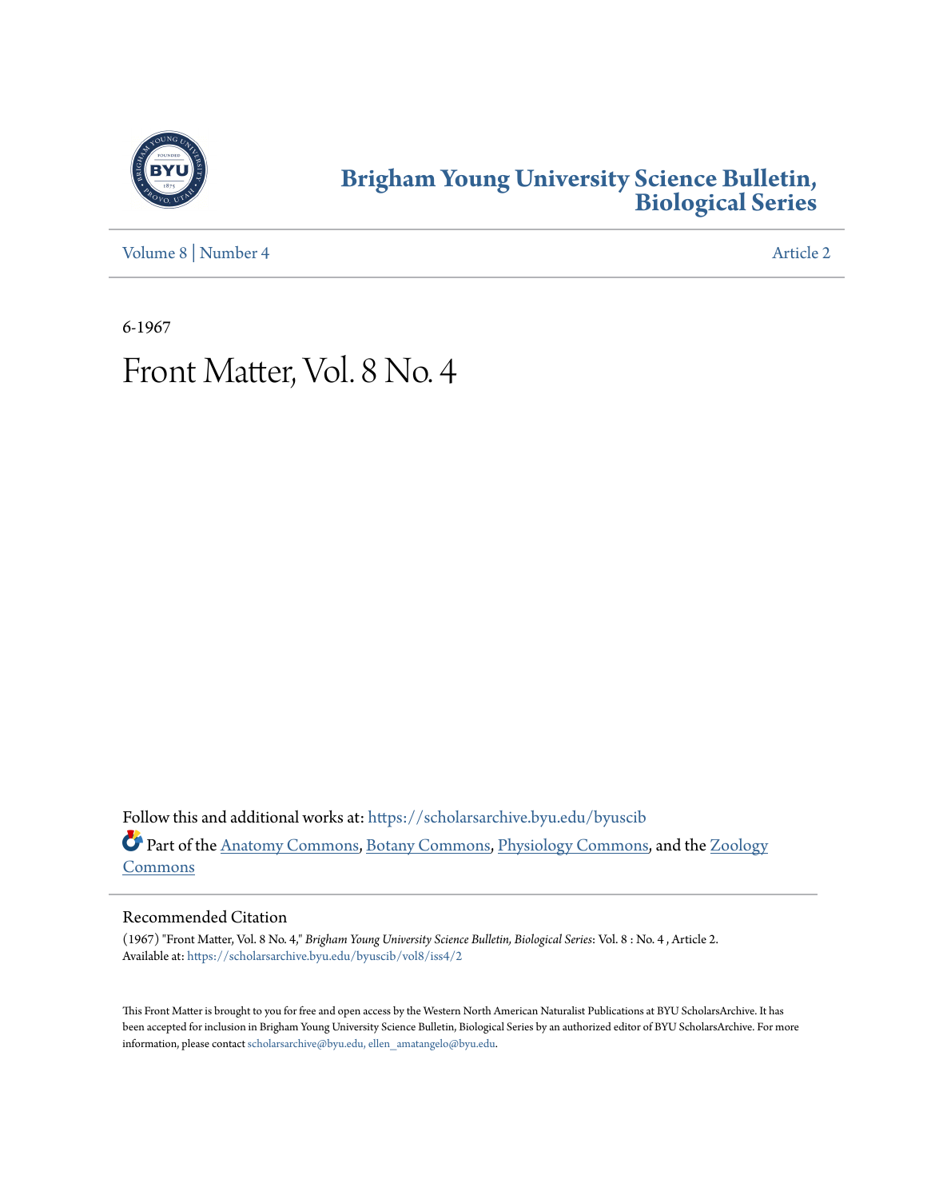# Brigham Young University Science Bulletin, Biological Series

Volume 8 | Number 4 Article 2

6-1967

# Front Matter, Vol. 8 No. 4

Follow this and additional works at: https://scholarsarchive.byu.edu/byuscib

Part of the Anatomy Commons, Botany Commons, Physiology Commons, and the Zoology Commons

## Recommended Citation

(1967) "Front Matter, Vol. 8 No. 4," *Brigham Young University Science Bulletin, Biological Series*: Vol. 8 : No. 4 , Article 2.
Available at: https://scholarsarchive.byu.edu/byuscib/vol8/iss4/2

This Front Matter is brought to you for free and open access by the Western North American Naturalist Publications at BYU ScholarsArchive. It has been accepted for inclusion in Brigham Young University Science Bulletin, Biological Series by an authorized editor of BYU ScholarsArchive. For more information, please contact scholarsarchive@byu.edu, ellen_amatangelo@byu.edu.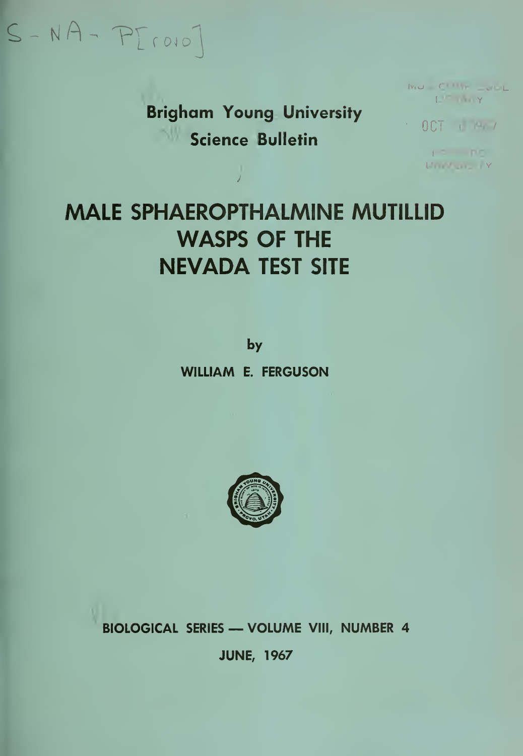S-NA-P[r010]

Brigham Young University

Science Bulletin

# MALE SPHAEROPTHALMINE MUTILLID WASPS OF THE NEVADA TEST SITE

by

WILLIAM E. FERGUSON

BIOLOGICAL SERIES — VOLUME VIII, NUMBER 4

JUNE, 1967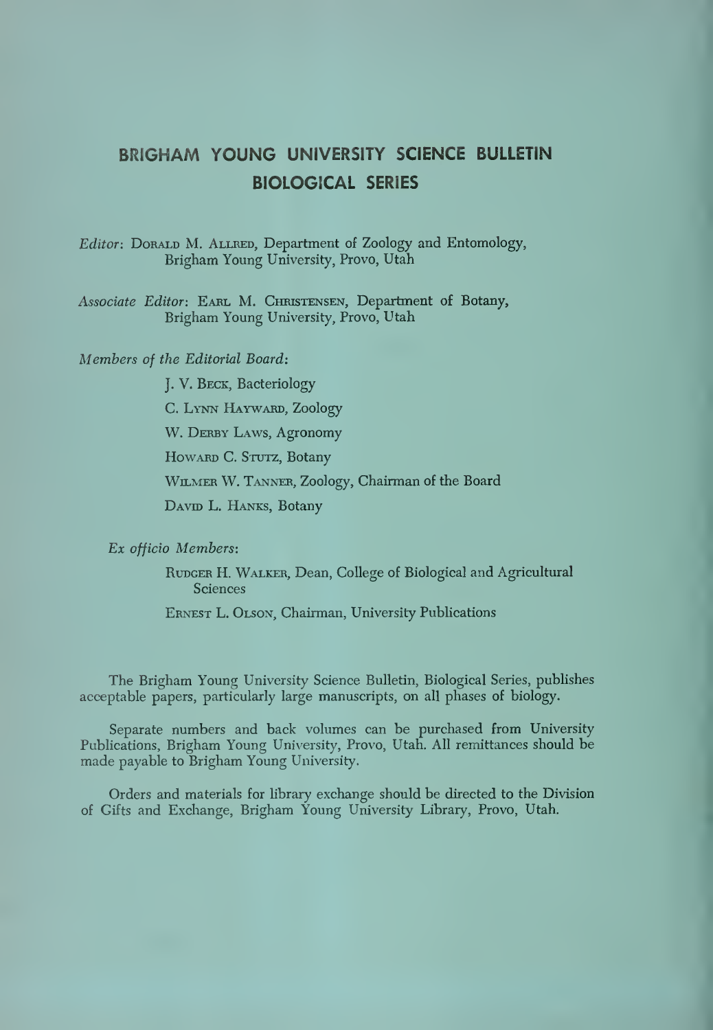# BRIGHAM YOUNG UNIVERSITY SCIENCE BULLETIN
## BIOLOGICAL SERIES

*Editor*: Dorald M. Allred, Department of Zoology and Entomology, Brigham Young University, Provo, Utah

*Associate Editor*: Earl M. Christensen, Department of Botany, Brigham Young University, Provo, Utah

*Members of the Editorial Board*:

J. V. Beck, Bacteriology

C. Lynn Hayward, Zoology

W. Derby Laws, Agronomy

Howard C. Stutz, Botany

Wilmer W. Tanner, Zoology, Chairman of the Board

David L. Hanks, Botany

*Ex officio Members*:

Rudger H. Walker, Dean, College of Biological and Agricultural Sciences

Ernest L. Olson, Chairman, University Publications

The Brigham Young University Science Bulletin, Biological Series, publishes acceptable papers, particularly large manuscripts, on all phases of biology.

Separate numbers and back volumes can be purchased from University Publications, Brigham Young University, Provo, Utah. All remittances should be made payable to Brigham Young University.

Orders and materials for library exchange should be directed to the Division of Gifts and Exchange, Brigham Young University Library, Provo, Utah.